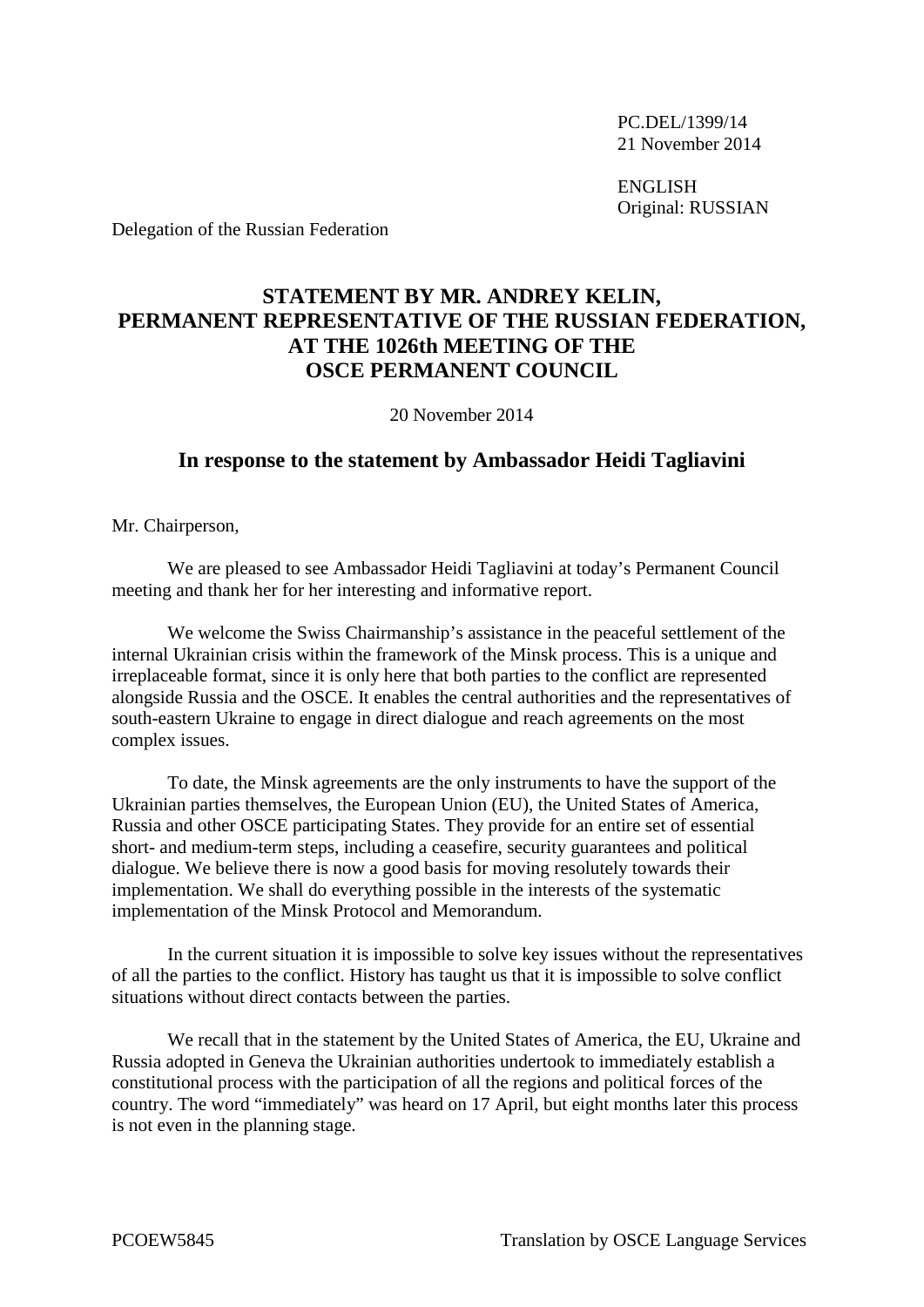PC.DEL/1399/14
21 November 2014

ENGLISH
Original: RUSSIAN

Delegation of the Russian Federation

# STATEMENT BY MR. ANDREY KELIN, PERMANENT REPRESENTATIVE OF THE RUSSIAN FEDERATION, AT THE 1026th MEETING OF THE OSCE PERMANENT COUNCIL

20 November 2014

## In response to the statement by Ambassador Heidi Tagliavini

Mr. Chairperson,

We are pleased to see Ambassador Heidi Tagliavini at today's Permanent Council meeting and thank her for her interesting and informative report.

We welcome the Swiss Chairmanship's assistance in the peaceful settlement of the internal Ukrainian crisis within the framework of the Minsk process. This is a unique and irreplaceable format, since it is only here that both parties to the conflict are represented alongside Russia and the OSCE. It enables the central authorities and the representatives of south-eastern Ukraine to engage in direct dialogue and reach agreements on the most complex issues.

To date, the Minsk agreements are the only instruments to have the support of the Ukrainian parties themselves, the European Union (EU), the United States of America, Russia and other OSCE participating States. They provide for an entire set of essential short- and medium-term steps, including a ceasefire, security guarantees and political dialogue. We believe there is now a good basis for moving resolutely towards their implementation. We shall do everything possible in the interests of the systematic implementation of the Minsk Protocol and Memorandum.

In the current situation it is impossible to solve key issues without the representatives of all the parties to the conflict. History has taught us that it is impossible to solve conflict situations without direct contacts between the parties.

We recall that in the statement by the United States of America, the EU, Ukraine and Russia adopted in Geneva the Ukrainian authorities undertook to immediately establish a constitutional process with the participation of all the regions and political forces of the country. The word "immediately" was heard on 17 April, but eight months later this process is not even in the planning stage.

PCOEW5845 Translation by OSCE Language Services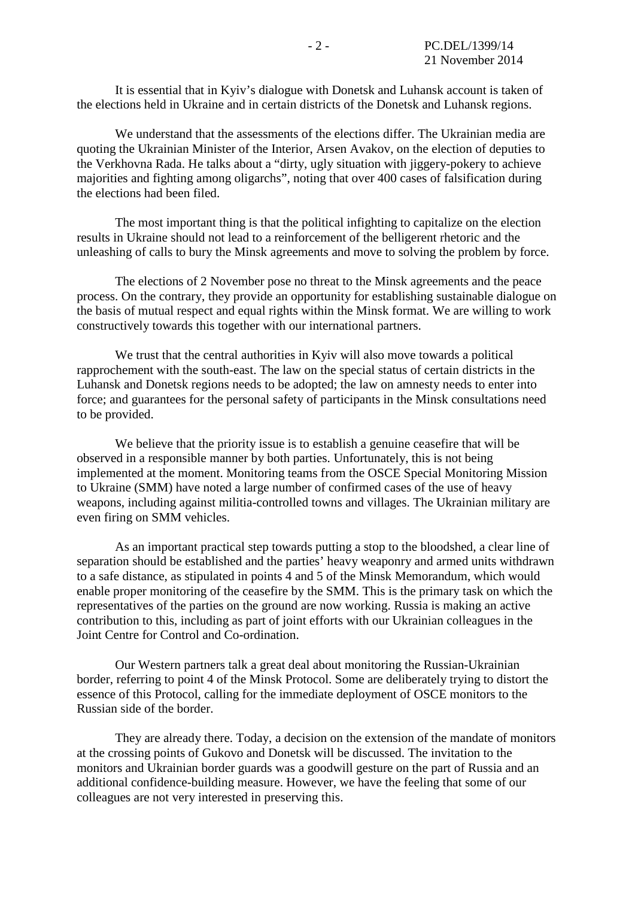It is essential that in Kyiv's dialogue with Donetsk and Luhansk account is taken of the elections held in Ukraine and in certain districts of the Donetsk and Luhansk regions.

We understand that the assessments of the elections differ. The Ukrainian media are quoting the Ukrainian Minister of the Interior, Arsen Avakov, on the election of deputies to the Verkhovna Rada. He talks about a "dirty, ugly situation with jiggery-pokery to achieve majorities and fighting among oligarchs", noting that over 400 cases of falsification during the elections had been filed.

The most important thing is that the political infighting to capitalize on the election results in Ukraine should not lead to a reinforcement of the belligerent rhetoric and the unleashing of calls to bury the Minsk agreements and move to solving the problem by force.

The elections of 2 November pose no threat to the Minsk agreements and the peace process. On the contrary, they provide an opportunity for establishing sustainable dialogue on the basis of mutual respect and equal rights within the Minsk format. We are willing to work constructively towards this together with our international partners.

We trust that the central authorities in Kyiv will also move towards a political rapprochement with the south-east. The law on the special status of certain districts in the Luhansk and Donetsk regions needs to be adopted; the law on amnesty needs to enter into force; and guarantees for the personal safety of participants in the Minsk consultations need to be provided.

We believe that the priority issue is to establish a genuine ceasefire that will be observed in a responsible manner by both parties. Unfortunately, this is not being implemented at the moment. Monitoring teams from the OSCE Special Monitoring Mission to Ukraine (SMM) have noted a large number of confirmed cases of the use of heavy weapons, including against militia-controlled towns and villages. The Ukrainian military are even firing on SMM vehicles.

As an important practical step towards putting a stop to the bloodshed, a clear line of separation should be established and the parties' heavy weaponry and armed units withdrawn to a safe distance, as stipulated in points 4 and 5 of the Minsk Memorandum, which would enable proper monitoring of the ceasefire by the SMM. This is the primary task on which the representatives of the parties on the ground are now working. Russia is making an active contribution to this, including as part of joint efforts with our Ukrainian colleagues in the Joint Centre for Control and Co-ordination.

Our Western partners talk a great deal about monitoring the Russian-Ukrainian border, referring to point 4 of the Minsk Protocol. Some are deliberately trying to distort the essence of this Protocol, calling for the immediate deployment of OSCE monitors to the Russian side of the border.

They are already there. Today, a decision on the extension of the mandate of monitors at the crossing points of Gukovo and Donetsk will be discussed. The invitation to the monitors and Ukrainian border guards was a goodwill gesture on the part of Russia and an additional confidence-building measure. However, we have the feeling that some of our colleagues are not very interested in preserving this.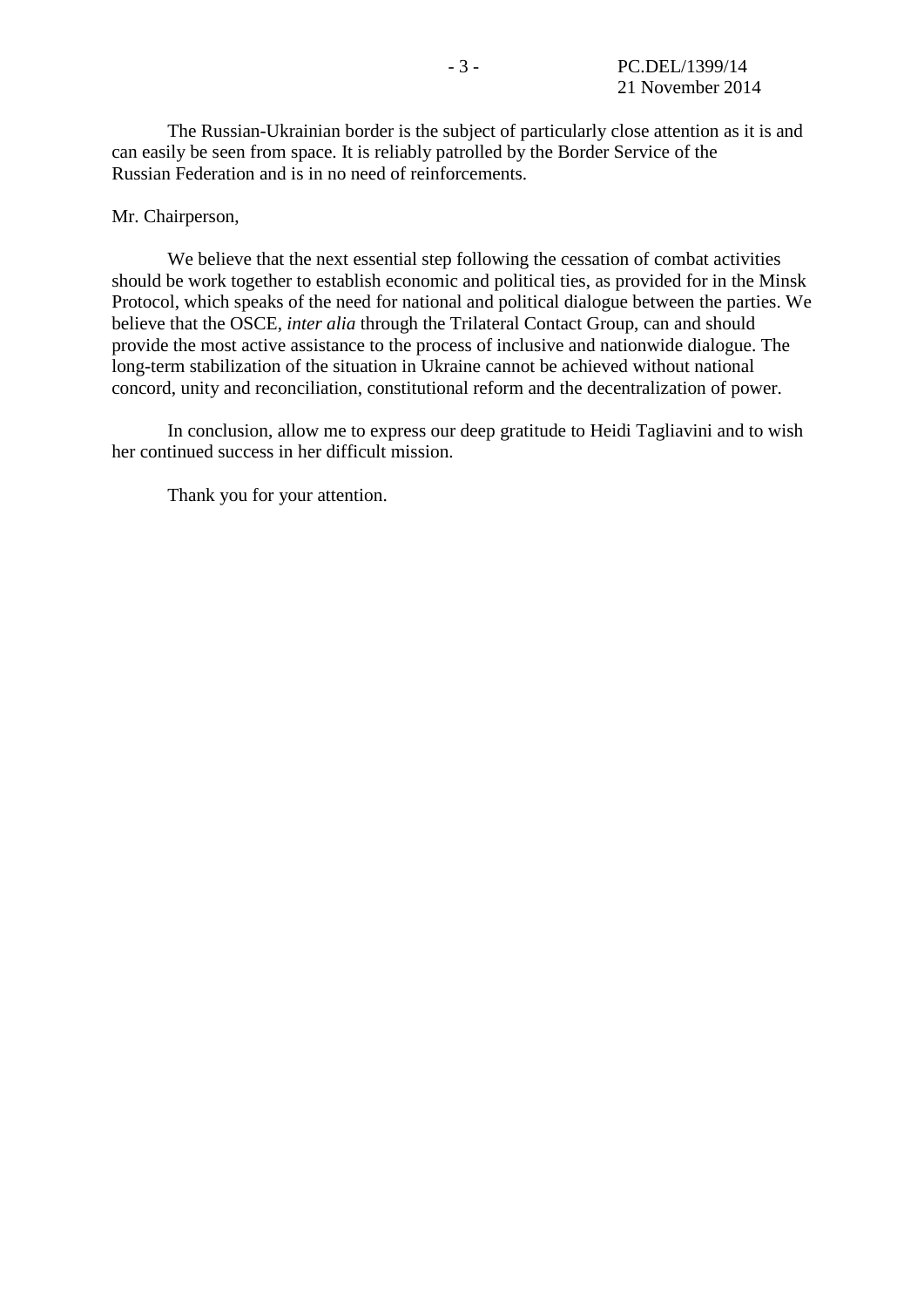The Russian-Ukrainian border is the subject of particularly close attention as it is and can easily be seen from space. It is reliably patrolled by the Border Service of the Russian Federation and is in no need of reinforcements.

Mr. Chairperson,

We believe that the next essential step following the cessation of combat activities should be work together to establish economic and political ties, as provided for in the Minsk Protocol, which speaks of the need for national and political dialogue between the parties. We believe that the OSCE, *inter alia* through the Trilateral Contact Group, can and should provide the most active assistance to the process of inclusive and nationwide dialogue. The long-term stabilization of the situation in Ukraine cannot be achieved without national concord, unity and reconciliation, constitutional reform and the decentralization of power.

In conclusion, allow me to express our deep gratitude to Heidi Tagliavini and to wish her continued success in her difficult mission.

Thank you for your attention.